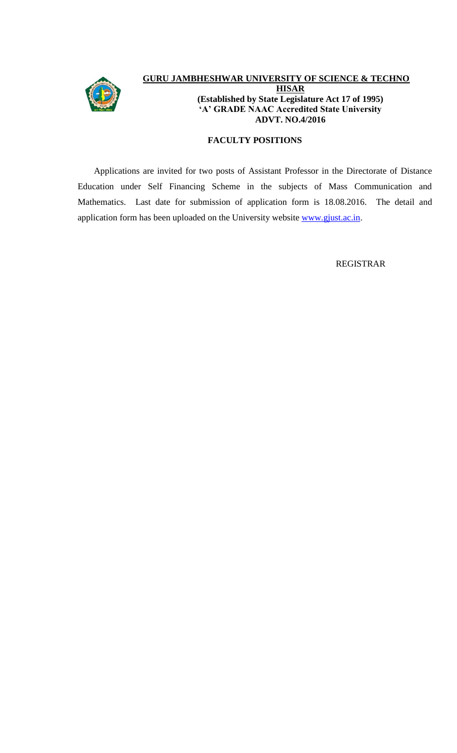# GURU JAMBHESHWAR UNIVERSITY OF SCIENCE & TECHNO

## HISAR

**(Established by State Legislature Act 17 of 1995)**
**'A' GRADE NAAC Accredited State University**
**ADVT. NO.4/2016**

### FACULTY POSITIONS

Applications are invited for two posts of Assistant Professor in the Directorate of Distance Education under Self Financing Scheme in the subjects of Mass Communication and Mathematics. Last date for submission of application form is 18.08.2016. The detail and application form has been uploaded on the University website www.gjust.ac.in.

REGISTRAR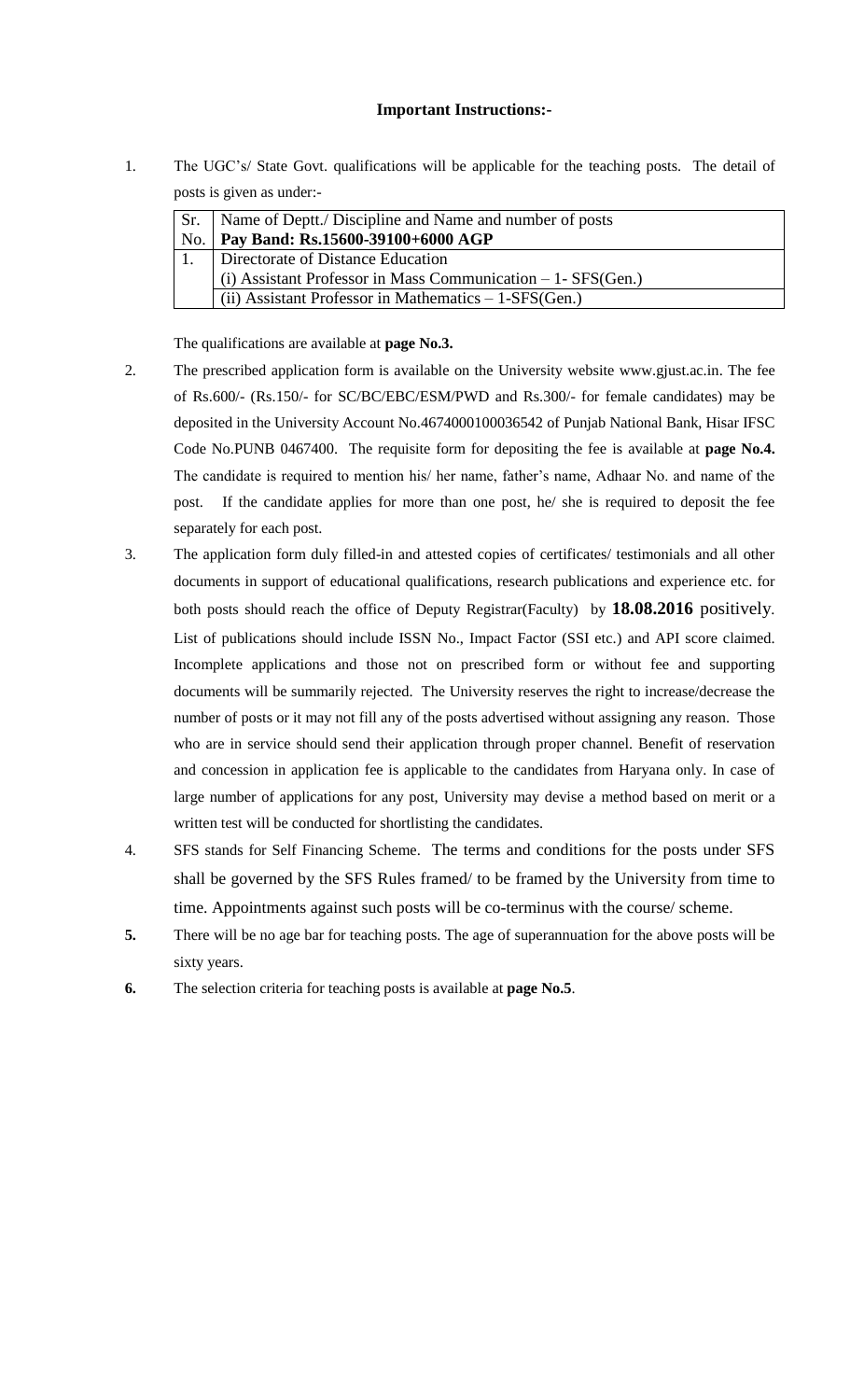**Important Instructions:-**

1. The UGC's/ State Govt. qualifications will be applicable for the teaching posts. The detail of posts is given as under:-

| Sr. No. | Name of Deptt./ Discipline and Name and number of posts<br>**Pay Band: Rs.15600-39100+6000 AGP** |
|---|---|
| 1. | Directorate of Distance Education<br>(i) Assistant Professor in Mass Communication – 1- SFS(Gen.) |
| | (ii) Assistant Professor in Mathematics – 1-SFS(Gen.) |

The qualifications are available at **page No.3.**

2. The prescribed application form is available on the University website www.gjust.ac.in. The fee of Rs.600/- (Rs.150/- for SC/BC/EBC/ESM/PWD and Rs.300/- for female candidates) may be deposited in the University Account No.4674000100036542 of Punjab National Bank, Hisar IFSC Code No.PUNB 0467400. The requisite form for depositing the fee is available at **page No.4.** The candidate is required to mention his/ her name, father's name, Adhaar No. and name of the post. If the candidate applies for more than one post, he/ she is required to deposit the fee separately for each post.

3. The application form duly filled-in and attested copies of certificates/ testimonials and all other documents in support of educational qualifications, research publications and experience etc. for both posts should reach the office of Deputy Registrar(Faculty) by **18.08.2016** positively. List of publications should include ISSN No., Impact Factor (SSI etc.) and API score claimed. Incomplete applications and those not on prescribed form or without fee and supporting documents will be summarily rejected. The University reserves the right to increase/decrease the number of posts or it may not fill any of the posts advertised without assigning any reason. Those who are in service should send their application through proper channel. Benefit of reservation and concession in application fee is applicable to the candidates from Haryana only. In case of large number of applications for any post, University may devise a method based on merit or a written test will be conducted for shortlisting the candidates.

4. SFS stands for Self Financing Scheme. The terms and conditions for the posts under SFS shall be governed by the SFS Rules framed/ to be framed by the University from time to time. Appointments against such posts will be co-terminus with the course/ scheme.

**5.** There will be no age bar for teaching posts. The age of superannuation for the above posts will be sixty years.

**6.** The selection criteria for teaching posts is available at **page No.5**.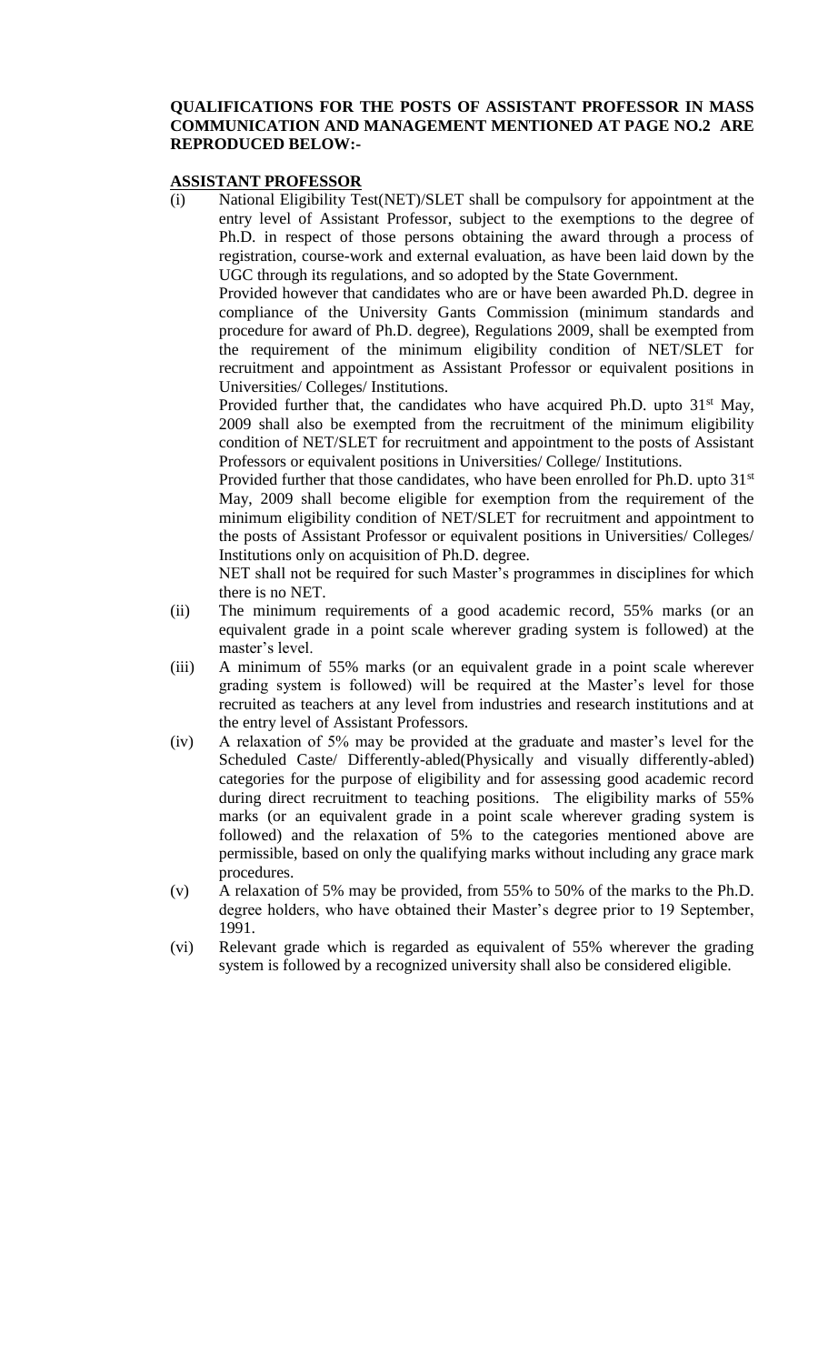**QUALIFICATIONS FOR THE POSTS OF ASSISTANT PROFESSOR IN MASS COMMUNICATION AND MANAGEMENT MENTIONED AT PAGE NO.2 ARE REPRODUCED BELOW:-**

**ASSISTANT PROFESSOR**

(i) National Eligibility Test(NET)/SLET shall be compulsory for appointment at the entry level of Assistant Professor, subject to the exemptions to the degree of Ph.D. in respect of those persons obtaining the award through a process of registration, course-work and external evaluation, as have been laid down by the UGC through its regulations, and so adopted by the State Government.

Provided however that candidates who are or have been awarded Ph.D. degree in compliance of the University Gants Commission (minimum standards and procedure for award of Ph.D. degree), Regulations 2009, shall be exempted from the requirement of the minimum eligibility condition of NET/SLET for recruitment and appointment as Assistant Professor or equivalent positions in Universities/ Colleges/ Institutions.

Provided further that, the candidates who have acquired Ph.D. upto 31st May, 2009 shall also be exempted from the recruitment of the minimum eligibility condition of NET/SLET for recruitment and appointment to the posts of Assistant Professors or equivalent positions in Universities/ College/ Institutions.

Provided further that those candidates, who have been enrolled for Ph.D. upto 31st May, 2009 shall become eligible for exemption from the requirement of the minimum eligibility condition of NET/SLET for recruitment and appointment to the posts of Assistant Professor or equivalent positions in Universities/ Colleges/ Institutions only on acquisition of Ph.D. degree.

NET shall not be required for such Master's programmes in disciplines for which there is no NET.

(ii) The minimum requirements of a good academic record, 55% marks (or an equivalent grade in a point scale wherever grading system is followed) at the master's level.

(iii) A minimum of 55% marks (or an equivalent grade in a point scale wherever grading system is followed) will be required at the Master's level for those recruited as teachers at any level from industries and research institutions and at the entry level of Assistant Professors.

(iv) A relaxation of 5% may be provided at the graduate and master's level for the Scheduled Caste/ Differently-abled(Physically and visually differently-abled) categories for the purpose of eligibility and for assessing good academic record during direct recruitment to teaching positions. The eligibility marks of 55% marks (or an equivalent grade in a point scale wherever grading system is followed) and the relaxation of 5% to the categories mentioned above are permissible, based on only the qualifying marks without including any grace mark procedures.

(v) A relaxation of 5% may be provided, from 55% to 50% of the marks to the Ph.D. degree holders, who have obtained their Master's degree prior to 19 September, 1991.

(vi) Relevant grade which is regarded as equivalent of 55% wherever the grading system is followed by a recognized university shall also be considered eligible.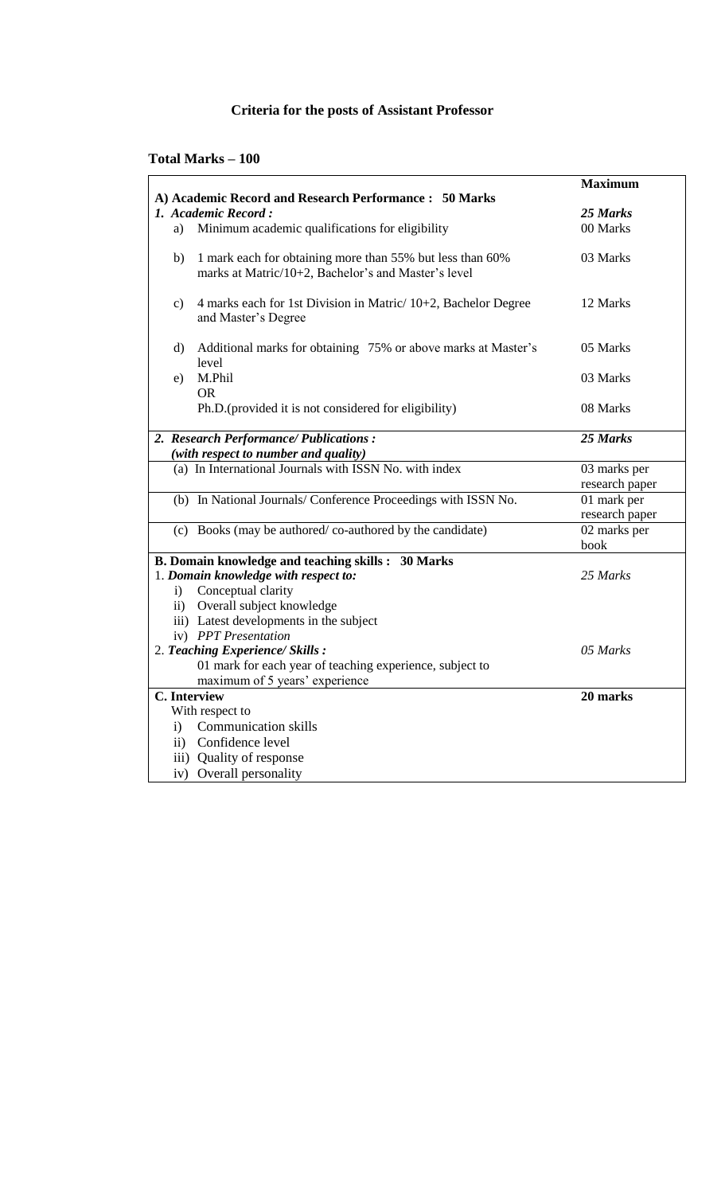# Criteria for the posts of Assistant Professor

**Total Marks – 100**

| | **Maximum** |
|---|---|
| **A) Academic Record and Research Performance : 50 Marks** | |
| ***1. Academic Record :*** | ***25 Marks*** |
| a) Minimum academic qualifications for eligibility | 00 Marks |
| b) 1 mark each for obtaining more than 55% but less than 60% marks at Matric/10+2, Bachelor's and Master's level | 03 Marks |
| c) 4 marks each for 1st Division in Matric/ 10+2, Bachelor Degree and Master's Degree | 12 Marks |
| d) Additional marks for obtaining 75% or above marks at Master's level | 05 Marks |
| e) M.Phil | 03 Marks |
| OR | |
| Ph.D.(provided it is not considered for eligibility) | 08 Marks |
| ***2. Research Performance/ Publications :*** ***(with respect to number and quality)*** | ***25 Marks*** |
| (a) In International Journals with ISSN No. with index | 03 marks per research paper |
| (b) In National Journals/ Conference Proceedings with ISSN No. | 01 mark per research paper |
| (c) Books (may be authored/ co-authored by the candidate) | 02 marks per book |
| **B. Domain knowledge and teaching skills : 30 Marks** | |
| 1. ***Domain knowledge with respect to:*** | *25 Marks* |
| i) Conceptual clarity | |
| ii) Overall subject knowledge | |
| iii) Latest developments in the subject | |
| iv) *PPT Presentation* | |
| 2. ***Teaching Experience/ Skills :*** | *05 Marks* |
| 01 mark for each year of teaching experience, subject to maximum of 5 years' experience | |
| **C. Interview** | **20 marks** |
| With respect to | |
| i) Communication skills | |
| ii) Confidence level | |
| iii) Quality of response | |
| iv) Overall personality | |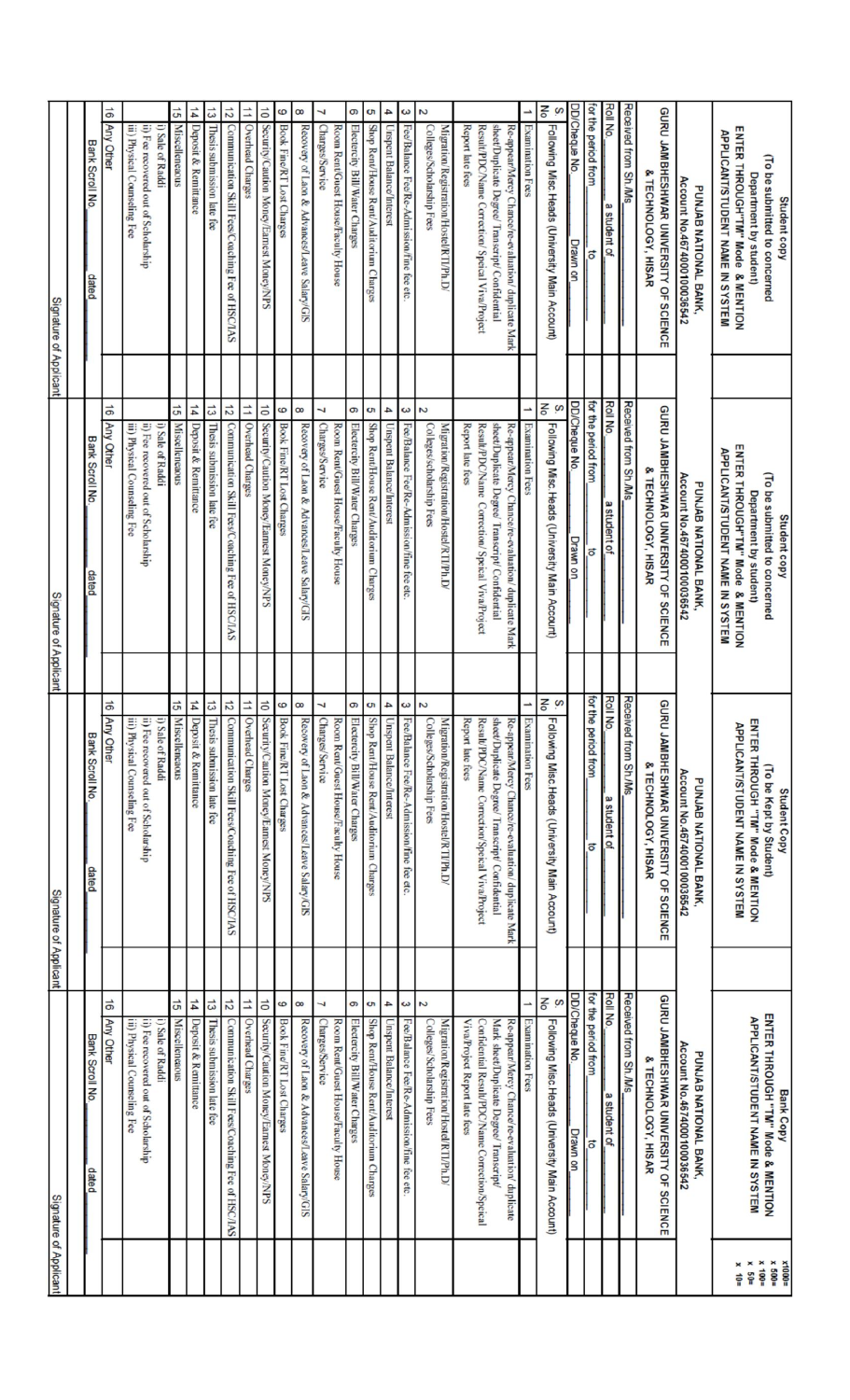## Student copy
**(To be submitted to concerned Department by student)**
**ENTER THROUGH"TM" Mode & MENTION APPLICANT/STUDENT NAME IN SYSTEM**

**PUNJAB NATIONAL BANK,**
**Account No.4674000100036542**

**GURU JAMBHESHWAR UNIVERSITY OF SCIENCE & TECHNOLOGY, HISAR**

Received from Sh./Ms_______________

Roll No.________ a student of________

for the period from________ to________

DD/Cheque No.________ Drawn on________

| S. No | Following Misc. Heads (University Main Account) | |
|---|---|---|
| 1 | Examination Fees | |
| | Re-appear/Mercy Chance/re-evaluation/ duplicate Mark sheet/Duplicate Degree/ Transcript/ Confidential Result/PDC/Name Correction/ Special Viva/Project Report late fees | |
| 2 | Migration/Registration/Hostel/RTI/Ph.D/ Colleges/Scholarship Fees | |
| 3 | Fee/Balance Fee/Re-Admission/fine fee etc. | |
| 4 | Unspent Balance/Interest | |
| 5 | Shop Rent/House Rent/Auditorium Charges | |
| 6 | Electricity Bill/Water Charges | |
| 7 | Room Rent/Guest House/Faculty House Charges/Service | |
| 8 | Recovery of Laon & Advances/Leave Salary/GIS | |
| 9 | Book Fine/RTI Lost Charges | |
| 10 | Security/Caution Money/Earnest Money/NPS | |
| 11 | Overhead Charges | |
| 12 | Communication Skill Fees/Coaching Fee of HSC/IAS | |
| 13 | Thesis submission late fee | |
| 14 | Deposit & Remittance | |
| 15 | Miscellaneous | |
| | i) Sale of Raddi | |
| | ii) Fee recovered out of Scholarship | |
| | iii) Physical Counseling Fee | |
| 16 | Any Other | |
| | Bank Scroll No.________ dated________ | |

Signature of Applicant

---

## Student copy
**(To be submitted to concerned Department by student)**
**ENTER THROUGH"TM" Mode & MENTION APPLICANT/STUDENT NAME IN SYSTEM**

**PUNJAB NATIONAL BANK,**
**Account No.4674000100036542**

**GURU JAMBHESHWAR UNIVERSITY OF SCIENCE & TECHNOLOGY, HISAR**

Received from Sh./Ms_______________

Roll No.________ a student of________

for the period from________ to________

DD/Cheque No.________ Drawn on________

| S. No | Following Misc. Heads (University Main Account) | |
|---|---|---|
| 1 | Examination Fees | |
| | Re-appear/Mercy Chance/re-evaluation/ duplicate Mark sheet/Duplicate Degree/ Transcript/ Confidential Result/PDC/Name Correction/ Special Viva/Project Report late fees | |
| 2 | Migration/Registration/Hostel/RTI/Ph.D/ Colleges/Scholarship Fees | |
| 3 | Fee/Balance Fee/Re-Admission/fine fee etc. | |
| 4 | Unspent Balance Interest | |
| 5 | Shop Rent/House Rent/Auditorium Charges | |
| 6 | Electricity Bill/Water Charges | |
| 7 | Room Rent/Guest House/Faculty House Charges/Service | |
| 8 | Recovery of Laon & Advances/Leave Salary/GIS | |
| 9 | Book Fine/RTI Lost Charges | |
| 10 | Security/Caution Money/Earnest Money/NPS | |
| 11 | Overhead Charges | |
| 12 | Communication Skill Fees/Coaching Fee of HSC/IAS | |
| 13 | Thesis submission late fee | |
| 14 | Deposit & Remittance | |
| 15 | Miscellaneous | |
| | i) Sale of Raddi | |
| | ii) Fee recovered out of Scholarship | |
| | iii) Physical Counseling Fee | |
| 16 | Any Other | |
| | Bank Scroll No.________ dated________ | |

Signature of Applicant

---

## Student Copy
**(To be Kept by Student)**
**ENTER THROUGH "TM" Mode & MENTION APPLICANT/STUDENT NAME IN SYSTEM**

**PUNJAB NATIONAL BANK,**
**Account No.4674000100036542**

**GURU JAMBHESHWAR UNIVERSITY OF SCIENCE & TECHNOLOGY, HISAR**

Received from Sh./Ms_______________

Roll No.________ a student of________

for the period from________ to________

| S. No | Following Misc.Heads (University Main Account) | |
|---|---|---|
| 1 | Examination Fees | |
| | Re-appear/Mercy Chance/re-evaluation/ duplicate Mark sheet/Duplicate Degree/ Transcript/ Confidential Result/PDC/Name Correction/Special Viva/Project Report late fees | |
| 2 | Migration/Registration/Hostel/RTI/Ph.D/ Colleges/Scholarship Fees | |
| 3 | Fee/Balance Fee/Re-Admission/fine fee etc. | |
| 4 | Unspent Balance/Interest | |
| 5 | Shop Rent/House Rent/Auditorium Charges | |
| 6 | Electricity Bill/Water Charges | |
| 7 | Room Rent/Guest House/Faculty House Charges/Service | |
| 8 | Recovery of Laon & Advances/Leave Salary/GIS | |
| 9 | Book Fine/RTI Lost Charges | |
| 10 | Security/Caution Money/Earnest Money/NPS | |
| 11 | Overhead Charges | |
| 12 | Communication Skill Fees/Coaching Fee of HSC/IAS | |
| 13 | Thesis submission late fee | |
| 14 | Deposit & Remittance | |
| 15 | Miscellaneous | |
| | i) Sale of Raddi | |
| | ii) Fee recovered out of Scholarship | |
| | iii) Physical Counseling Fee | |
| 16 | Any Other | |
| | Bank Scroll No.________ dated________ | |

Signature of Applicant

---

## Bank Copy
**ENTER THROUGH "TM" Mode & MENTION APPLICANT/STUDENT NAME IN SYSTEM**

**PUNJAB NATIONAL BANK,**
**Account No.4674000100036542**

**GURU JAMBHESHWAR UNIVERSITY OF SCIENCE & TECHNOLOGY, HISAR**

Received from Sh./Ms_______________

Roll No.________ a student of________

for the period from________ to________

DD/Cheque No.________ Drawn on________

| S. No | Following Misc.Heads (University Main Account) | |
|---|---|---|
| 1 | Examination Fees | |
| | Re-appear/Mercy Chance/re-evaluation/ duplicate Mark sheet/Duplicate Degree/ Transcript/ Confidential Result/PDC/Name Correction/Speical Viva/Project Report late fees | |
| 2 | Migration/Registration/Hostel/RTI/Ph.D/ Colleges/Scholarship Fees | |
| 3 | Fee/Balance Fee/Re-Admission/fine fee etc. | |
| 4 | Unspent Balance/Interest | |
| 5 | Shop Rent/House Rent/Auditorium Charges | |
| 6 | Electricity Bill/Water Charges | |
| 7 | Room Rent/Guest House/Faculty House Charges/Service | |
| 8 | Recovery of Laon & Advances/Leave Salary/GIS | |
| 9 | Book Fine/RTI Lost Charges | |
| 10 | Security/Caution Money/Earnest Money/NPS | |
| 11 | Overhead Charges | |
| 12 | Communication Skill Fees/Coaching Fee of HSC/IAS | |
| 13 | Thesis submission late fee | |
| 14 | Deposit & Remittance | |
| 15 | Miscellaneous | |
| | i) Sale of Raddi | |
| | ii) Fee recovered out of Scholarship | |
| | iii) Physical Counseling Fee | |
| 16 | Any Other | |
| | Bank Scroll No.________ dated________ | |

Signature of Applicant

x1000=
x 500=
x 100=
x 50=
x 10=